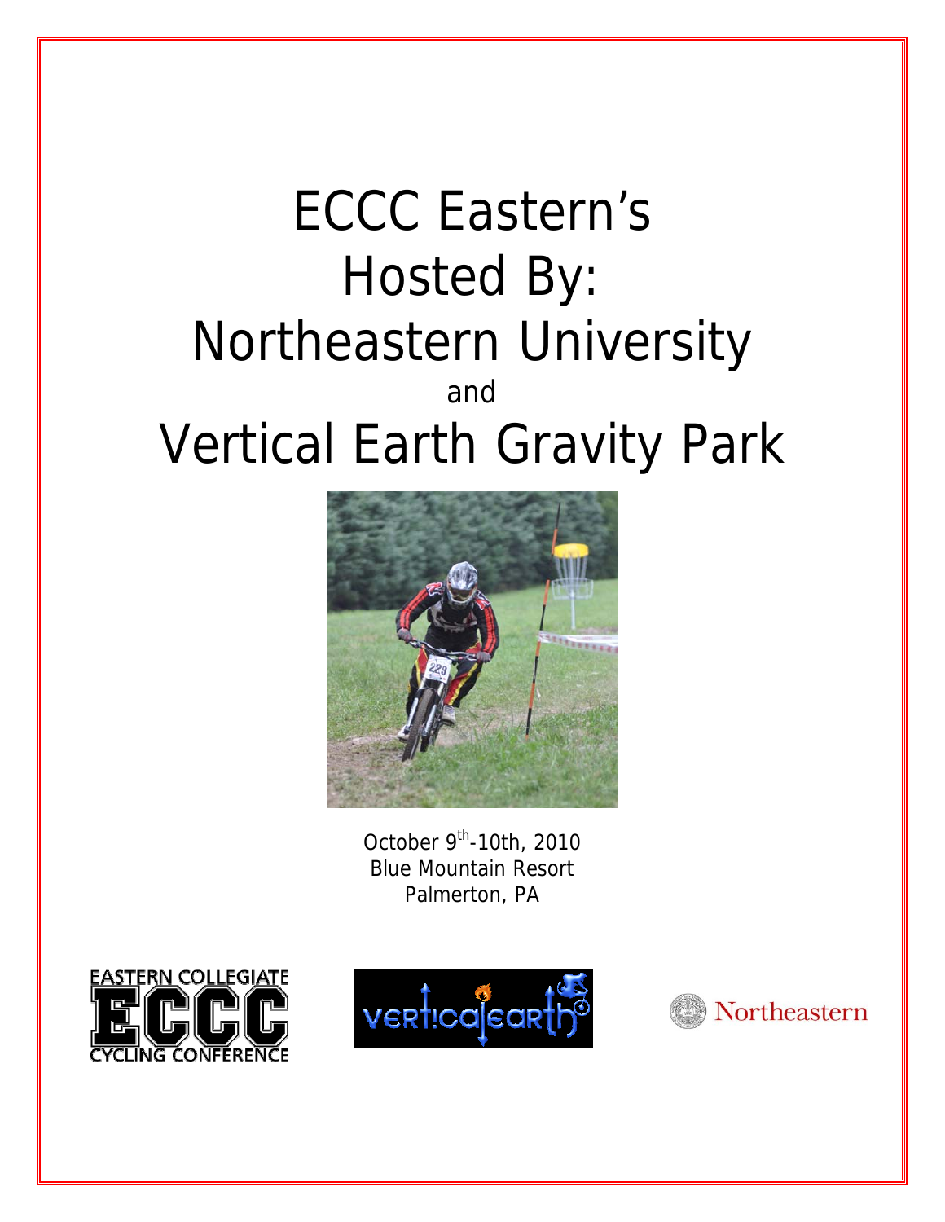# ECCC Eastern's Hosted By: Northeastern University and Vertical Earth Gravity Park

October 9th-10th, 2010
Blue Mountain Resort
Palmerton, PA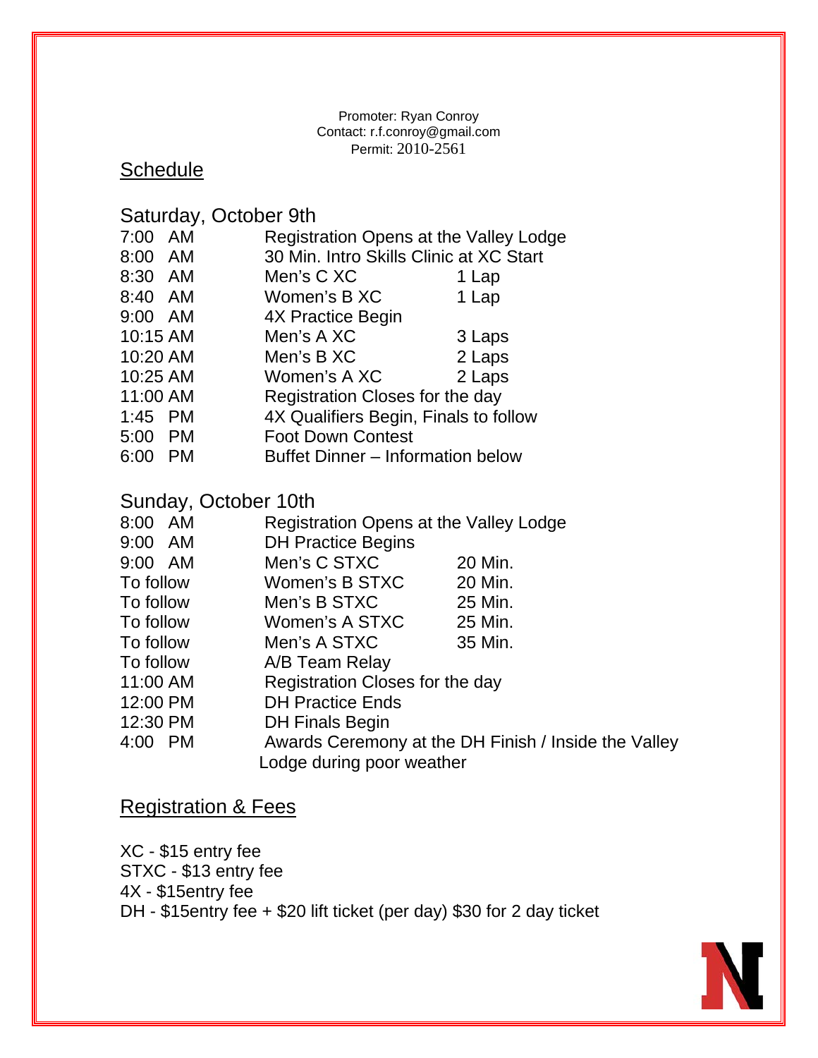Promoter: Ryan Conroy
Contact: r.f.conroy@gmail.com
Permit: 2010-2561

## Schedule

### Saturday, October 9th

| | | |
|---|---|---|
| 7:00 AM | Registration Opens at the Valley Lodge | |
| 8:00 AM | 30 Min. Intro Skills Clinic at XC Start | |
| 8:30 AM | Men's C XC | 1 Lap |
| 8:40 AM | Women's B XC | 1 Lap |
| 9:00 AM | 4X Practice Begin | |
| 10:15 AM | Men's A XC | 3 Laps |
| 10:20 AM | Men's B XC | 2 Laps |
| 10:25 AM | Women's A XC | 2 Laps |
| 11:00 AM | Registration Closes for the day | |
| 1:45 PM | 4X Qualifiers Begin, Finals to follow | |
| 5:00 PM | Foot Down Contest | |
| 6:00 PM | Buffet Dinner – Information below | |

### Sunday, October 10th

| | | |
|---|---|---|
| 8:00 AM | Registration Opens at the Valley Lodge | |
| 9:00 AM | DH Practice Begins | |
| 9:00 AM | Men's C STXC | 20 Min. |
| To follow | Women's B STXC | 20 Min. |
| To follow | Men's B STXC | 25 Min. |
| To follow | Women's A STXC | 25 Min. |
| To follow | Men's A STXC | 35 Min. |
| To follow | A/B Team Relay | |
| 11:00 AM | Registration Closes for the day | |
| 12:00 PM | DH Practice Ends | |
| 12:30 PM | DH Finals Begin | |
| 4:00 PM | Awards Ceremony at the DH Finish / Inside the Valley Lodge during poor weather | |

## Registration & Fees

XC - $15 entry fee
STXC - $13 entry fee
4X - $15entry fee
DH - $15entry fee + $20 lift ticket (per day) $30 for 2 day ticket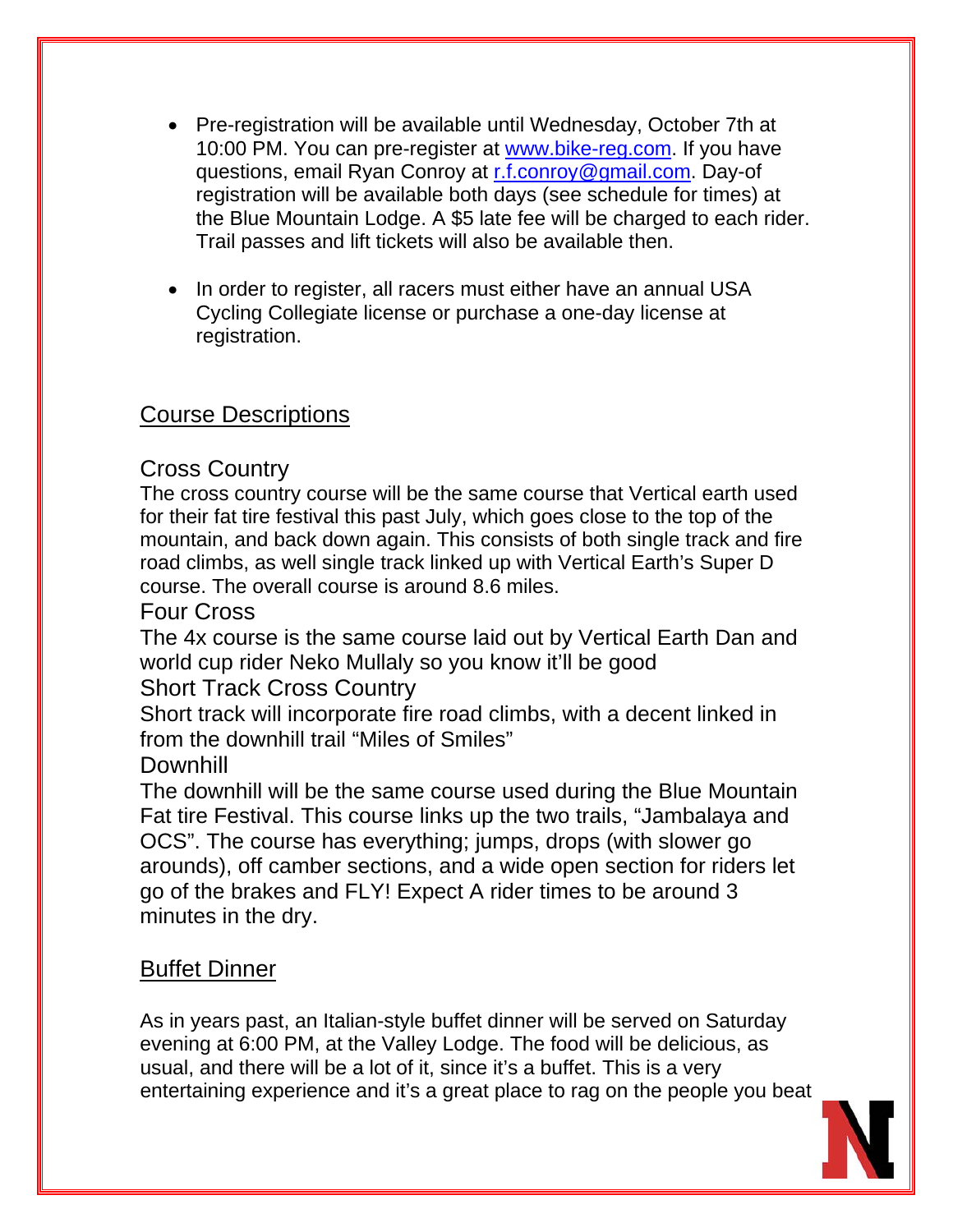- Pre-registration will be available until Wednesday, October 7th at 10:00 PM. You can pre-register at [www.bike-reg.com](http://www.bike-reg.com). If you have questions, email Ryan Conroy at [r.f.conroy@gmail.com](mailto:r.f.conroy@gmail.com). Day-of registration will be available both days (see schedule for times) at the Blue Mountain Lodge. A $5 late fee will be charged to each rider. Trail passes and lift tickets will also be available then.

- In order to register, all racers must either have an annual USA Cycling Collegiate license or purchase a one-day license at registration.

## Course Descriptions

### Cross Country

The cross country course will be the same course that Vertical earth used for their fat tire festival this past July, which goes close to the top of the mountain, and back down again. This consists of both single track and fire road climbs, as well single track linked up with Vertical Earth's Super D course. The overall course is around 8.6 miles.

### Four Cross

The 4x course is the same course laid out by Vertical Earth Dan and world cup rider Neko Mullaly so you know it'll be good

### Short Track Cross Country

Short track will incorporate fire road climbs, with a decent linked in from the downhill trail "Miles of Smiles"

### Downhill

The downhill will be the same course used during the Blue Mountain Fat tire Festival. This course links up the two trails, "Jambalaya and OCS". The course has everything; jumps, drops (with slower go arounds), off camber sections, and a wide open section for riders let go of the brakes and FLY! Expect A rider times to be around 3 minutes in the dry.

## Buffet Dinner

As in years past, an Italian-style buffet dinner will be served on Saturday evening at 6:00 PM, at the Valley Lodge. The food will be delicious, as usual, and there will be a lot of it, since it's a buffet. This is a very entertaining experience and it's a great place to rag on the people you beat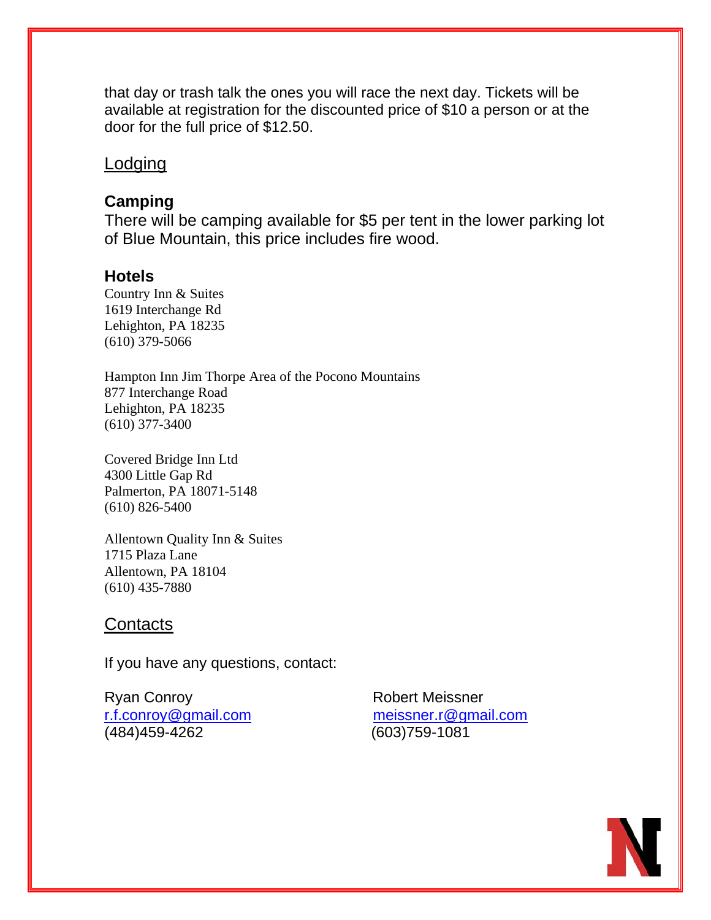that day or trash talk the ones you will race the next day. Tickets will be available at registration for the discounted price of $10 a person or at the door for the full price of $12.50.

## Lodging

### Camping

There will be camping available for $5 per tent in the lower parking lot of Blue Mountain, this price includes fire wood.

### Hotels

Country Inn & Suites
1619 Interchange Rd
Lehighton, PA 18235
(610) 379-5066

Hampton Inn Jim Thorpe Area of the Pocono Mountains
877 Interchange Road
Lehighton, PA 18235
(610) 377-3400

Covered Bridge Inn Ltd
4300 Little Gap Rd
Palmerton, PA 18071-5148
(610) 826-5400

Allentown Quality Inn & Suites
1715 Plaza Lane
Allentown, PA 18104
(610) 435-7880

## Contacts

If you have any questions, contact:

Ryan Conroy
r.f.conroy@gmail.com
(484)459-4262

Robert Meissner
meissner.r@gmail.com
(603)759-1081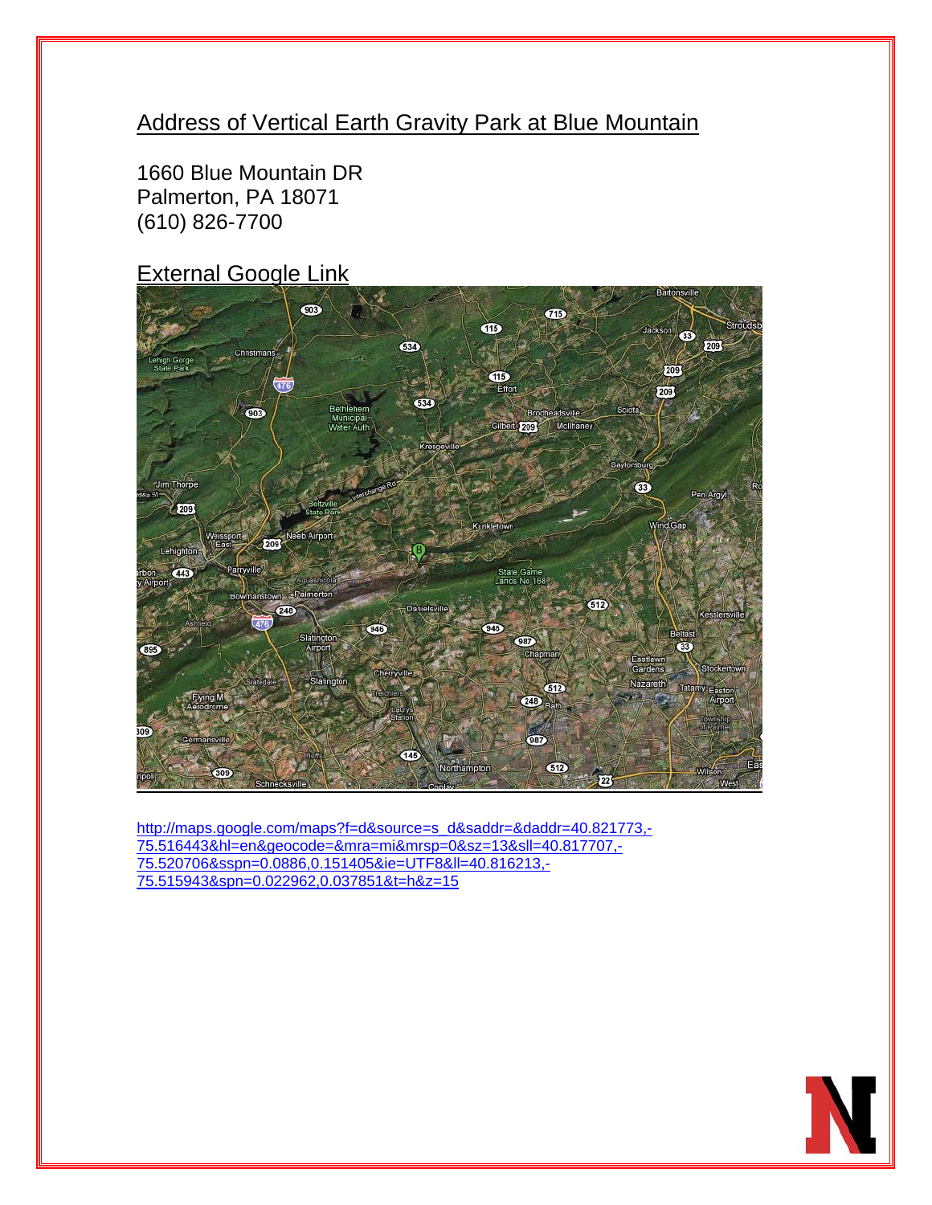## Address of Vertical Earth Gravity Park at Blue Mountain

1660 Blue Mountain DR
Palmerton, PA 18071
(610) 826-7700

## External Google Link

http://maps.google.com/maps?f=d&source=s_d&saddr=&daddr=40.821773,-75.516443&hl=en&geocode=&mra=mi&mrsp=0&sz=13&sll=40.817707,-75.520706&sspn=0.0886,0.151405&ie=UTF8&ll=40.816213,-75.515943&spn=0.022962,0.037851&t=h&z=15